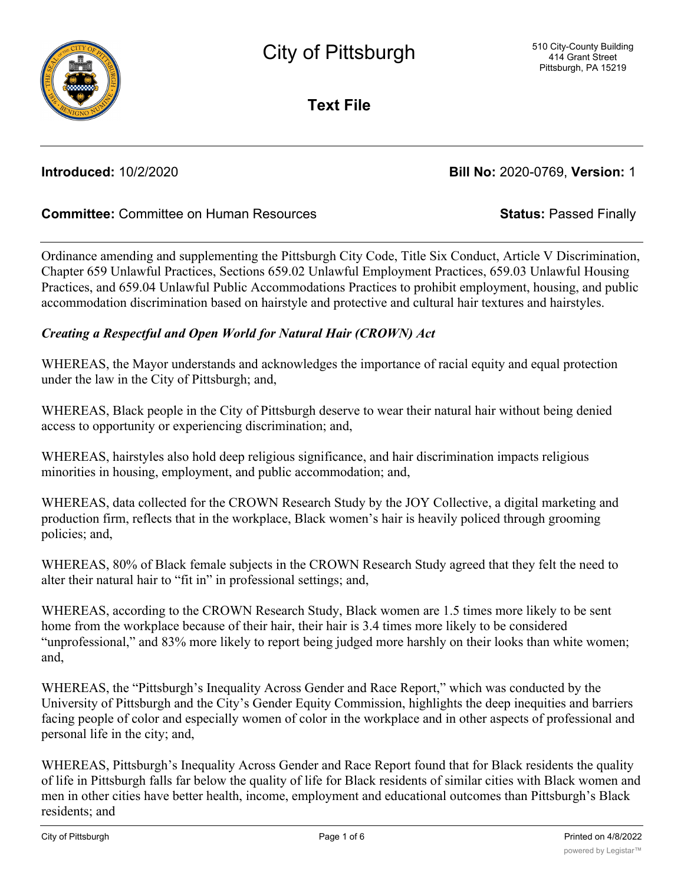# City of Pittsburgh

510 City-County Building
414 Grant Street
Pittsburgh, PA 15219

## Text File

**Introduced:** 10/2/2020 **Bill No:** 2020-0769, **Version:** 1

**Committee:** Committee on Human Resources **Status:** Passed Finally

Ordinance amending and supplementing the Pittsburgh City Code, Title Six Conduct, Article V Discrimination, Chapter 659 Unlawful Practices, Sections 659.02 Unlawful Employment Practices, 659.03 Unlawful Housing Practices, and 659.04 Unlawful Public Accommodations Practices to prohibit employment, housing, and public accommodation discrimination based on hairstyle and protective and cultural hair textures and hairstyles.

***Creating a Respectful and Open World for Natural Hair (CROWN) Act***

WHEREAS, the Mayor understands and acknowledges the importance of racial equity and equal protection under the law in the City of Pittsburgh; and,

WHEREAS, Black people in the City of Pittsburgh deserve to wear their natural hair without being denied access to opportunity or experiencing discrimination; and,

WHEREAS, hairstyles also hold deep religious significance, and hair discrimination impacts religious minorities in housing, employment, and public accommodation; and,

WHEREAS, data collected for the CROWN Research Study by the JOY Collective, a digital marketing and production firm, reflects that in the workplace, Black women's hair is heavily policed through grooming policies; and,

WHEREAS, 80% of Black female subjects in the CROWN Research Study agreed that they felt the need to alter their natural hair to "fit in" in professional settings; and,

WHEREAS, according to the CROWN Research Study, Black women are 1.5 times more likely to be sent home from the workplace because of their hair, their hair is 3.4 times more likely to be considered "unprofessional," and 83% more likely to report being judged more harshly on their looks than white women; and,

WHEREAS, the "Pittsburgh's Inequality Across Gender and Race Report," which was conducted by the University of Pittsburgh and the City's Gender Equity Commission, highlights the deep inequities and barriers facing people of color and especially women of color in the workplace and in other aspects of professional and personal life in the city; and,

WHEREAS, Pittsburgh's Inequality Across Gender and Race Report found that for Black residents the quality of life in Pittsburgh falls far below the quality of life for Black residents of similar cities with Black women and men in other cities have better health, income, employment and educational outcomes than Pittsburgh's Black residents; and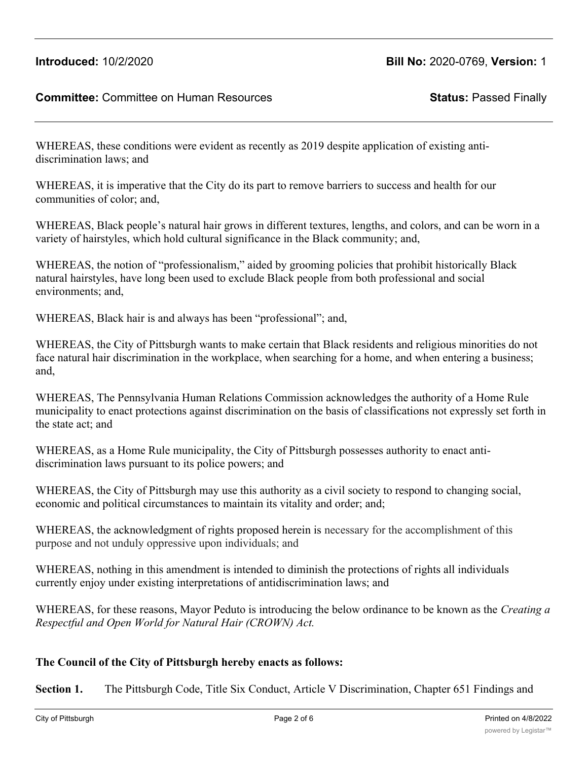**Introduced:** 10/2/2020 **Bill No:** 2020-0769, **Version:** 1

**Committee:** Committee on Human Resources **Status:** Passed Finally

WHEREAS, these conditions were evident as recently as 2019 despite application of existing anti-discrimination laws; and

WHEREAS, it is imperative that the City do its part to remove barriers to success and health for our communities of color; and,

WHEREAS, Black people's natural hair grows in different textures, lengths, and colors, and can be worn in a variety of hairstyles, which hold cultural significance in the Black community; and,

WHEREAS, the notion of "professionalism," aided by grooming policies that prohibit historically Black natural hairstyles, have long been used to exclude Black people from both professional and social environments; and,

WHEREAS, Black hair is and always has been "professional"; and,

WHEREAS, the City of Pittsburgh wants to make certain that Black residents and religious minorities do not face natural hair discrimination in the workplace, when searching for a home, and when entering a business; and,

WHEREAS, The Pennsylvania Human Relations Commission acknowledges the authority of a Home Rule municipality to enact protections against discrimination on the basis of classifications not expressly set forth in the state act; and

WHEREAS, as a Home Rule municipality, the City of Pittsburgh possesses authority to enact anti-discrimination laws pursuant to its police powers; and

WHEREAS, the City of Pittsburgh may use this authority as a civil society to respond to changing social, economic and political circumstances to maintain its vitality and order; and;

WHEREAS, the acknowledgment of rights proposed herein is necessary for the accomplishment of this purpose and not unduly oppressive upon individuals; and

WHEREAS, nothing in this amendment is intended to diminish the protections of rights all individuals currently enjoy under existing interpretations of antidiscrimination laws; and

WHEREAS, for these reasons, Mayor Peduto is introducing the below ordinance to be known as the *Creating a Respectful and Open World for Natural Hair (CROWN) Act.*

**The Council of the City of Pittsburgh hereby enacts as follows:**

**Section 1.** The Pittsburgh Code, Title Six Conduct, Article V Discrimination, Chapter 651 Findings and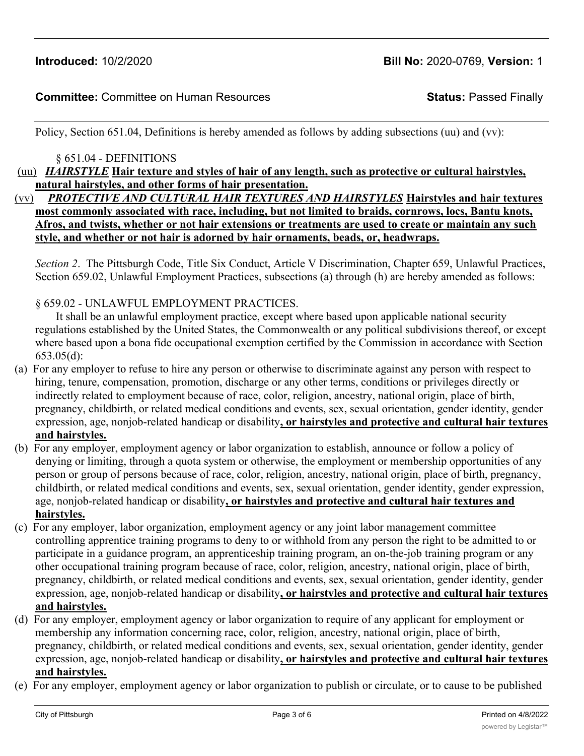**Introduced:** 10/2/2020 **Bill No:** 2020-0769, **Version:** 1

**Committee:** Committee on Human Resources **Status:** Passed Finally

Policy, Section 651.04, Definitions is hereby amended as follows by adding subsections (uu) and (vv):

§ 651.04 - DEFINITIONS

(uu) ***HAIRSTYLE*** **Hair texture and styles of hair of any length, such as protective or cultural hairstyles, natural hairstyles, and other forms of hair presentation.**

(vv) ***PROTECTIVE AND CULTURAL HAIR TEXTURES AND HAIRSTYLES*** **Hairstyles and hair textures most commonly associated with race, including, but not limited to braids, cornrows, locs, Bantu knots, Afros, and twists, whether or not hair extensions or treatments are used to create or maintain any such style, and whether or not hair is adorned by hair ornaments, beads, or, headwraps.**

*Section 2*. The Pittsburgh Code, Title Six Conduct, Article V Discrimination, Chapter 659, Unlawful Practices, Section 659.02, Unlawful Employment Practices, subsections (a) through (h) are hereby amended as follows:

§ 659.02 - UNLAWFUL EMPLOYMENT PRACTICES.

It shall be an unlawful employment practice, except where based upon applicable national security regulations established by the United States, the Commonwealth or any political subdivisions thereof, or except where based upon a bona fide occupational exemption certified by the Commission in accordance with Section 653.05(d):

(a) For any employer to refuse to hire any person or otherwise to discriminate against any person with respect to hiring, tenure, compensation, promotion, discharge or any other terms, conditions or privileges directly or indirectly related to employment because of race, color, religion, ancestry, national origin, place of birth, pregnancy, childbirth, or related medical conditions and events, sex, sexual orientation, gender identity, gender expression, age, nonjob-related handicap or disability**, or hairstyles and protective and cultural hair textures and hairstyles.**

(b) For any employer, employment agency or labor organization to establish, announce or follow a policy of denying or limiting, through a quota system or otherwise, the employment or membership opportunities of any person or group of persons because of race, color, religion, ancestry, national origin, place of birth, pregnancy, childbirth, or related medical conditions and events, sex, sexual orientation, gender identity, gender expression, age, nonjob-related handicap or disability**, or hairstyles and protective and cultural hair textures and hairstyles.**

(c) For any employer, labor organization, employment agency or any joint labor management committee controlling apprentice training programs to deny to or withhold from any person the right to be admitted to or participate in a guidance program, an apprenticeship training program, an on-the-job training program or any other occupational training program because of race, color, religion, ancestry, national origin, place of birth, pregnancy, childbirth, or related medical conditions and events, sex, sexual orientation, gender identity, gender expression, age, nonjob-related handicap or disability**, or hairstyles and protective and cultural hair textures and hairstyles.**

(d) For any employer, employment agency or labor organization to require of any applicant for employment or membership any information concerning race, color, religion, ancestry, national origin, place of birth, pregnancy, childbirth, or related medical conditions and events, sex, sexual orientation, gender identity, gender expression, age, nonjob-related handicap or disability**, or hairstyles and protective and cultural hair textures and hairstyles.**

(e) For any employer, employment agency or labor organization to publish or circulate, or to cause to be published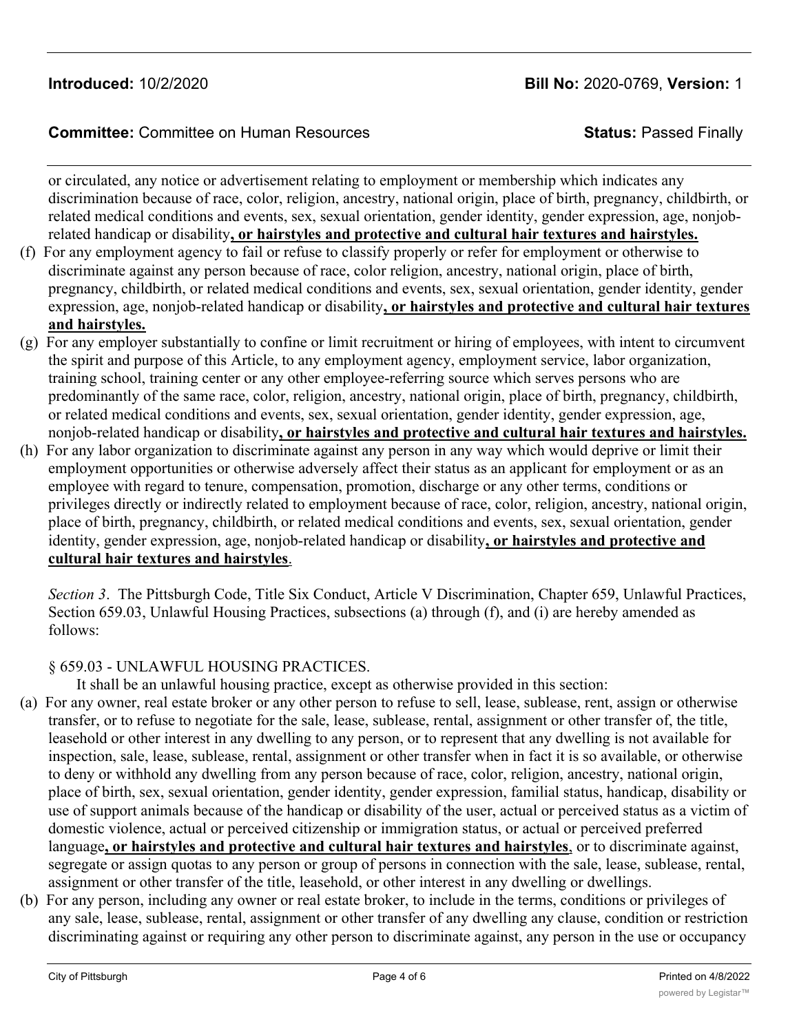or circulated, any notice or advertisement relating to employment or membership which indicates any discrimination because of race, color, religion, ancestry, national origin, place of birth, pregnancy, childbirth, or related medical conditions and events, sex, sexual orientation, gender identity, gender expression, age, nonjob-related handicap or disability**, or hairstyles and protective and cultural hair textures and hairstyles.**

(f) For any employment agency to fail or refuse to classify properly or refer for employment or otherwise to discriminate against any person because of race, color religion, ancestry, national origin, place of birth, pregnancy, childbirth, or related medical conditions and events, sex, sexual orientation, gender identity, gender expression, age, nonjob-related handicap or disability**, or hairstyles and protective and cultural hair textures and hairstyles.**

(g) For any employer substantially to confine or limit recruitment or hiring of employees, with intent to circumvent the spirit and purpose of this Article, to any employment agency, employment service, labor organization, training school, training center or any other employee-referring source which serves persons who are predominantly of the same race, color, religion, ancestry, national origin, place of birth, pregnancy, childbirth, or related medical conditions and events, sex, sexual orientation, gender identity, gender expression, age, nonjob-related handicap or disability**, or hairstyles and protective and cultural hair textures and hairstyles.**

(h) For any labor organization to discriminate against any person in any way which would deprive or limit their employment opportunities or otherwise adversely affect their status as an applicant for employment or as an employee with regard to tenure, compensation, promotion, discharge or any other terms, conditions or privileges directly or indirectly related to employment because of race, color, religion, ancestry, national origin, place of birth, pregnancy, childbirth, or related medical conditions and events, sex, sexual orientation, gender identity, gender expression, age, nonjob-related handicap or disability**, or hairstyles and protective and cultural hair textures and hairstyles**.

*Section 3*. The Pittsburgh Code, Title Six Conduct, Article V Discrimination, Chapter 659, Unlawful Practices, Section 659.03, Unlawful Housing Practices, subsections (a) through (f), and (i) are hereby amended as follows:

§ 659.03 - UNLAWFUL HOUSING PRACTICES.

It shall be an unlawful housing practice, except as otherwise provided in this section:

(a) For any owner, real estate broker or any other person to refuse to sell, lease, sublease, rent, assign or otherwise transfer, or to refuse to negotiate for the sale, lease, sublease, rental, assignment or other transfer of, the title, leasehold or other interest in any dwelling to any person, or to represent that any dwelling is not available for inspection, sale, lease, sublease, rental, assignment or other transfer when in fact it is so available, or otherwise to deny or withhold any dwelling from any person because of race, color, religion, ancestry, national origin, place of birth, sex, sexual orientation, gender identity, gender expression, familial status, handicap, disability or use of support animals because of the handicap or disability of the user, actual or perceived status as a victim of domestic violence, actual or perceived citizenship or immigration status, or actual or perceived preferred language**, or hairstyles and protective and cultural hair textures and hairstyles**, or to discriminate against, segregate or assign quotas to any person or group of persons in connection with the sale, lease, sublease, rental, assignment or other transfer of the title, leasehold, or other interest in any dwelling or dwellings.

(b) For any person, including any owner or real estate broker, to include in the terms, conditions or privileges of any sale, lease, sublease, rental, assignment or other transfer of any dwelling any clause, condition or restriction discriminating against or requiring any other person to discriminate against, any person in the use or occupancy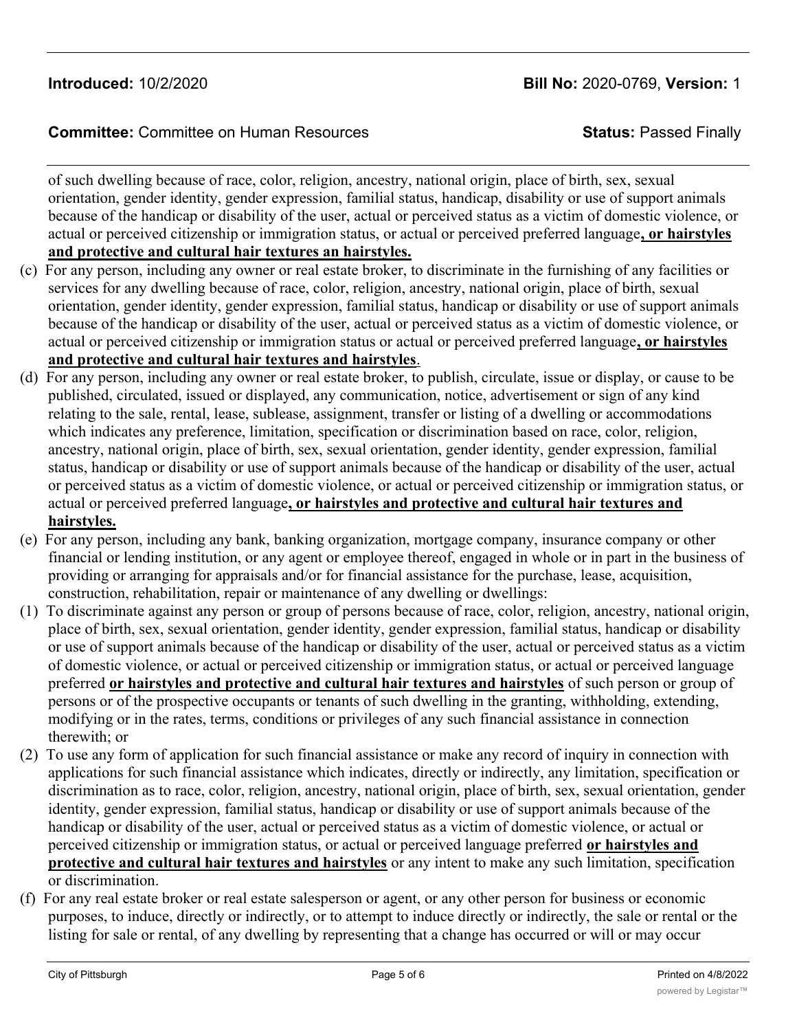of such dwelling because of race, color, religion, ancestry, national origin, place of birth, sex, sexual orientation, gender identity, gender expression, familial status, handicap, disability or use of support animals because of the handicap or disability of the user, actual or perceived status as a victim of domestic violence, or actual or perceived citizenship or immigration status, or actual or perceived preferred language**, or hairstyles and protective and cultural hair textures an hairstyles.**

(c) For any person, including any owner or real estate broker, to discriminate in the furnishing of any facilities or services for any dwelling because of race, color, religion, ancestry, national origin, place of birth, sexual orientation, gender identity, gender expression, familial status, handicap or disability or use of support animals because of the handicap or disability of the user, actual or perceived status as a victim of domestic violence, or actual or perceived citizenship or immigration status or actual or perceived preferred language**, or hairstyles and protective and cultural hair textures and hairstyles**.

(d) For any person, including any owner or real estate broker, to publish, circulate, issue or display, or cause to be published, circulated, issued or displayed, any communication, notice, advertisement or sign of any kind relating to the sale, rental, lease, sublease, assignment, transfer or listing of a dwelling or accommodations which indicates any preference, limitation, specification or discrimination based on race, color, religion, ancestry, national origin, place of birth, sex, sexual orientation, gender identity, gender expression, familial status, handicap or disability or use of support animals because of the handicap or disability of the user, actual or perceived status as a victim of domestic violence, or actual or perceived citizenship or immigration status, or actual or perceived preferred language**, or hairstyles and protective and cultural hair textures and hairstyles.**

(e) For any person, including any bank, banking organization, mortgage company, insurance company or other financial or lending institution, or any agent or employee thereof, engaged in whole or in part in the business of providing or arranging for appraisals and/or for financial assistance for the purchase, lease, acquisition, construction, rehabilitation, repair or maintenance of any dwelling or dwellings:

(1) To discriminate against any person or group of persons because of race, color, religion, ancestry, national origin, place of birth, sex, sexual orientation, gender identity, gender expression, familial status, handicap or disability or use of support animals because of the handicap or disability of the user, actual or perceived status as a victim of domestic violence, or actual or perceived citizenship or immigration status, or actual or perceived language preferred **or hairstyles and protective and cultural hair textures and hairstyles** of such person or group of persons or of the prospective occupants or tenants of such dwelling in the granting, withholding, extending, modifying or in the rates, terms, conditions or privileges of any such financial assistance in connection therewith; or

(2) To use any form of application for such financial assistance or make any record of inquiry in connection with applications for such financial assistance which indicates, directly or indirectly, any limitation, specification or discrimination as to race, color, religion, ancestry, national origin, place of birth, sex, sexual orientation, gender identity, gender expression, familial status, handicap or disability or use of support animals because of the handicap or disability of the user, actual or perceived status as a victim of domestic violence, or actual or perceived citizenship or immigration status, or actual or perceived language preferred **or hairstyles and protective and cultural hair textures and hairstyles** or any intent to make any such limitation, specification or discrimination.

(f) For any real estate broker or real estate salesperson or agent, or any other person for business or economic purposes, to induce, directly or indirectly, or to attempt to induce directly or indirectly, the sale or rental or the listing for sale or rental, of any dwelling by representing that a change has occurred or will or may occur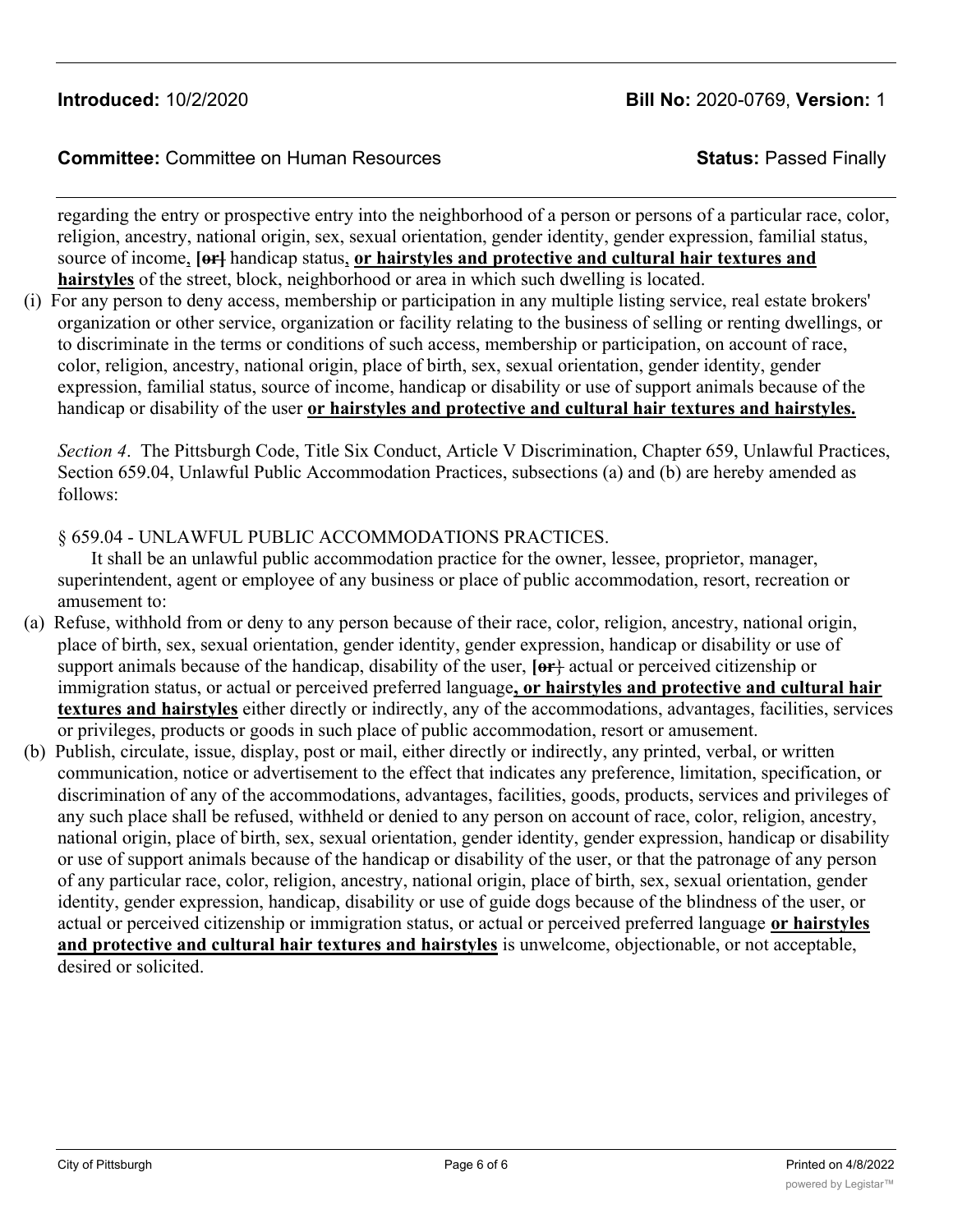regarding the entry or prospective entry into the neighborhood of a person or persons of a particular race, color, religion, ancestry, national origin, sex, sexual orientation, gender identity, gender expression, familial status, source of income**,** ~~[or]~~ handicap status**, or hairstyles and protective and cultural hair textures and hairstyles** of the street, block, neighborhood or area in which such dwelling is located.

(i) For any person to deny access, membership or participation in any multiple listing service, real estate brokers' organization or other service, organization or facility relating to the business of selling or renting dwellings, or to discriminate in the terms or conditions of such access, membership or participation, on account of race, color, religion, ancestry, national origin, place of birth, sex, sexual orientation, gender identity, gender expression, familial status, source of income, handicap or disability or use of support animals because of the handicap or disability of the user **or hairstyles and protective and cultural hair textures and hairstyles.**

*Section 4*. The Pittsburgh Code, Title Six Conduct, Article V Discrimination, Chapter 659, Unlawful Practices, Section 659.04, Unlawful Public Accommodation Practices, subsections (a) and (b) are hereby amended as follows:

§ 659.04 - UNLAWFUL PUBLIC ACCOMMODATIONS PRACTICES.

It shall be an unlawful public accommodation practice for the owner, lessee, proprietor, manager, superintendent, agent or employee of any business or place of public accommodation, resort, recreation or amusement to:

(a) Refuse, withhold from or deny to any person because of their race, color, religion, ancestry, national origin, place of birth, sex, sexual orientation, gender identity, gender expression, handicap or disability or use of support animals because of the handicap, disability of the user, ~~[or]~~ actual or perceived citizenship or immigration status, or actual or perceived preferred language**, or hairstyles and protective and cultural hair textures and hairstyles** either directly or indirectly, any of the accommodations, advantages, facilities, services or privileges, products or goods in such place of public accommodation, resort or amusement.

(b) Publish, circulate, issue, display, post or mail, either directly or indirectly, any printed, verbal, or written communication, notice or advertisement to the effect that indicates any preference, limitation, specification, or discrimination of any of the accommodations, advantages, facilities, goods, products, services and privileges of any such place shall be refused, withheld or denied to any person on account of race, color, religion, ancestry, national origin, place of birth, sex, sexual orientation, gender identity, gender expression, handicap or disability or use of support animals because of the handicap or disability of the user, or that the patronage of any person of any particular race, color, religion, ancestry, national origin, place of birth, sex, sexual orientation, gender identity, gender expression, handicap, disability or use of guide dogs because of the blindness of the user, or actual or perceived citizenship or immigration status, or actual or perceived preferred language **or hairstyles and protective and cultural hair textures and hairstyles** is unwelcome, objectionable, or not acceptable, desired or solicited.